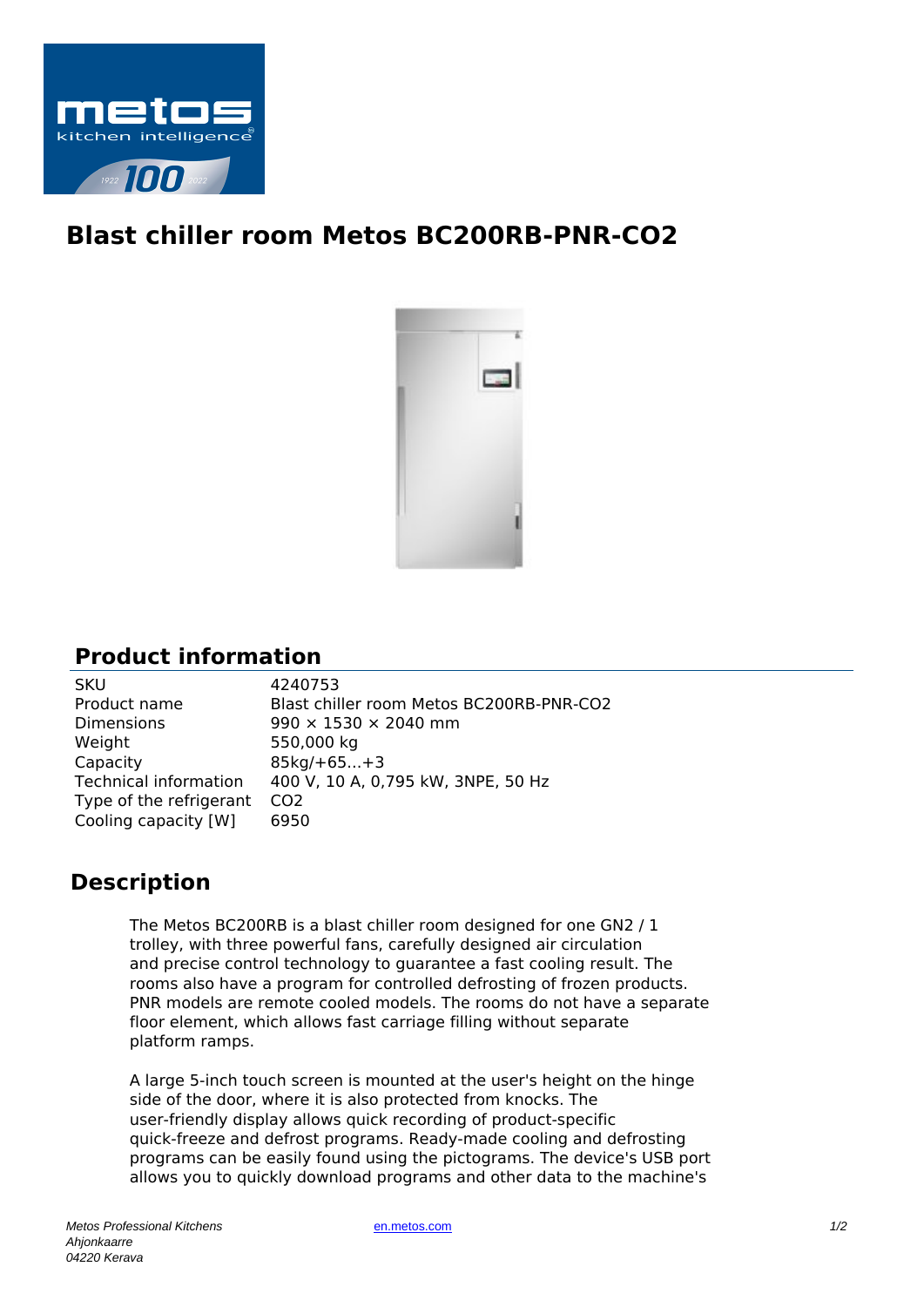# Blast chiller room Metos BC200RB-PNR-CO2

## Product information

| | |
|---|---|
| SKU | 4240753 |
| Product name | Blast chiller room Metos BC200RB-PNR-CO2 |
| Dimensions | 990 × 1530 × 2040 mm |
| Weight | 550,000 kg |
| Capacity | 85kg/+65...+3 |
| Technical information | 400 V, 10 A, 0,795 kW, 3NPE, 50 Hz |
| Type of the refrigerant | $CO_2$ |
| Cooling capacity [W] | 6950 |

## Description

The Metos BC200RB is a blast chiller room designed for one GN2 / 1 trolley, with three powerful fans, carefully designed air circulation and precise control technology to guarantee a fast cooling result. The rooms also have a program for controlled defrosting of frozen products. PNR models are remote cooled models. The rooms do not have a separate floor element, which allows fast carriage filling without separate platform ramps.

A large 5-inch touch screen is mounted at the user's height on the hinge side of the door, where it is also protected from knocks. The user-friendly display allows quick recording of product-specific quick-freeze and defrost programs. Ready-made cooling and defrosting programs can be easily found using the pictograms. The device's USB port allows you to quickly download programs and other data to the machine's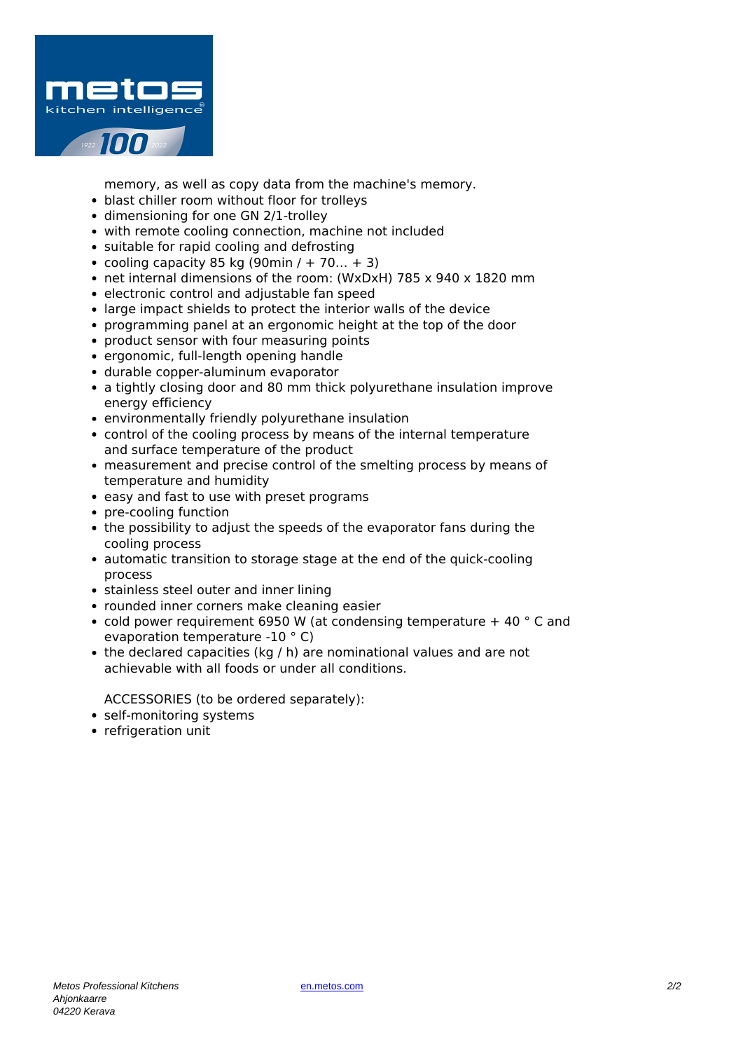memory, as well as copy data from the machine's memory.

- blast chiller room without floor for trolleys
- dimensioning for one GN 2/1-trolley
- with remote cooling connection, machine not included
- suitable for rapid cooling and defrosting
- cooling capacity 85 kg (90min / + 70... + 3)
- net internal dimensions of the room: (WxDxH) 785 x 940 x 1820 mm
- electronic control and adjustable fan speed
- large impact shields to protect the interior walls of the device
- programming panel at an ergonomic height at the top of the door
- product sensor with four measuring points
- ergonomic, full-length opening handle
- durable copper-aluminum evaporator
- a tightly closing door and 80 mm thick polyurethane insulation improve energy efficiency
- environmentally friendly polyurethane insulation
- control of the cooling process by means of the internal temperature and surface temperature of the product
- measurement and precise control of the smelting process by means of temperature and humidity
- easy and fast to use with preset programs
- pre-cooling function
- the possibility to adjust the speeds of the evaporator fans during the cooling process
- automatic transition to storage stage at the end of the quick-cooling process
- stainless steel outer and inner lining
- rounded inner corners make cleaning easier
- cold power requirement 6950 W (at condensing temperature + 40 ° C and evaporation temperature -10 ° C)
- the declared capacities (kg / h) are nominational values and are not achievable with all foods or under all conditions.

ACCESSORIES (to be ordered separately):

- self-monitoring systems
- refrigeration unit

*Metos Professional Kitchens*
*Ahjonkaarre*
*04220 Kerava*

en.metos.com